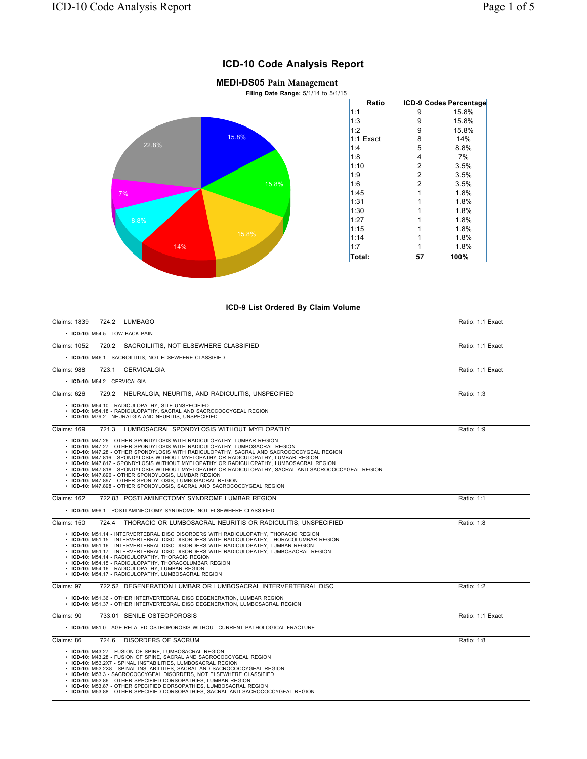# ICD-10 Code Analysis Report

## MEDI-DS05 Pain Management

**Filing Date Range:** 5/1/14 to 5/1/15

| Ratio | ICD-9 Codes | Percentage |
|---|---|---|
| 1:1 | 9 | 15.8% |
| 1:3 | 9 | 15.8% |
| 1:2 | 9 | 15.8% |
| 1:1 Exact | 8 | 14% |
| 1:4 | 5 | 8.8% |
| 1:8 | 4 | 7% |
| 1:10 | 2 | 3.5% |
| 1:9 | 2 | 3.5% |
| 1:6 | 2 | 3.5% |
| 1:45 | 1 | 1.8% |
| 1:31 | 1 | 1.8% |
| 1:30 | 1 | 1.8% |
| 1:27 | 1 | 1.8% |
| 1:15 | 1 | 1.8% |
| 1:14 | 1 | 1.8% |
| 1:7 | 1 | 1.8% |
| **Total:** | **57** | **100%** |

### ICD-9 List Ordered By Claim Volume

Claims: 1839 — 724.2 LUMBAGO — Ratio: 1:1 Exact

- **ICD-10:** M54.5 - LOW BACK PAIN

Claims: 1052 — 720.2 SACROILIITIS, NOT ELSEWHERE CLASSIFIED — Ratio: 1:1 Exact

- **ICD-10:** M46.1 - SACROILIITIS, NOT ELSEWHERE CLASSIFIED

Claims: 988 — 723.1 CERVICALGIA — Ratio: 1:1 Exact

- **ICD-10:** M54.2 - CERVICALGIA

Claims: 626 — 729.2 NEURALGIA, NEURITIS, AND RADICULITIS, UNSPECIFIED — Ratio: 1:3

- **ICD-10:** M54.10 - RADICULOPATHY, SITE UNSPECIFIED
- **ICD-10:** M54.18 - RADICULOPATHY, SACRAL AND SACROCOCCYGEAL REGION
- **ICD-10:** M79.2 - NEURALGIA AND NEURITIS, UNSPECIFIED

Claims: 169 — 721.3 LUMBOSACRAL SPONDYLOSIS WITHOUT MYELOPATHY — Ratio: 1:9

- **ICD-10:** M47.26 - OTHER SPONDYLOSIS WITH RADICULOPATHY, LUMBAR REGION
- **ICD-10:** M47.27 - OTHER SPONDYLOSIS WITH RADICULOPATHY, LUMBOSACRAL REGION
- **ICD-10:** M47.28 - OTHER SPONDYLOSIS WITH RADICULOPATHY, SACRAL AND SACROCOCCYGEAL REGION
- **ICD-10:** M47.816 - SPONDYLOSIS WITHOUT MYELOPATHY OR RADICULOPATHY, LUMBAR REGION
- **ICD-10:** M47.817 - SPONDYLOSIS WITHOUT MYELOPATHY OR RADICULOPATHY, LUMBOSACRAL REGION
- **ICD-10:** M47.818 - SPONDYLOSIS WITHOUT MYELOPATHY OR RADICULOPATHY, SACRAL AND SACROCOCCYGEAL REGION
- **ICD-10:** M47.896 - OTHER SPONDYLOSIS, LUMBAR REGION
- **ICD-10:** M47.897 - OTHER SPONDYLOSIS, LUMBOSACRAL REGION
- **ICD-10:** M47.898 - OTHER SPONDYLOSIS, SACRAL AND SACROCOCCYGEAL REGION

Claims: 162 — 722.83 POSTLAMINECTOMY SYNDROME LUMBAR REGION — Ratio: 1:1

- **ICD-10:** M96.1 - POSTLAMINECTOMY SYNDROME, NOT ELSEWHERE CLASSIFIED

Claims: 150 — 724.4 THORACIC OR LUMBOSACRAL NEURITIS OR RADICULITIS, UNSPECIFIED — Ratio: 1:8

- **ICD-10:** M51.14 - INTERVERTEBRAL DISC DISORDERS WITH RADICULOPATHY, THORACIC REGION
- **ICD-10:** M51.15 - INTERVERTEBRAL DISC DISORDERS WITH RADICULOPATHY, THORACOLUMBAR REGION
- **ICD-10:** M51.16 - INTERVERTEBRAL DISC DISORDERS WITH RADICULOPATHY, LUMBAR REGION
- **ICD-10:** M51.17 - INTERVERTEBRAL DISC DISORDERS WITH RADICULOPATHY, LUMBOSACRAL REGION
- **ICD-10:** M54.14 - RADICULOPATHY, THORACIC REGION
- **ICD-10:** M54.15 - RADICULOPATHY, THORACOLUMBAR REGION
- **ICD-10:** M54.16 - RADICULOPATHY, LUMBAR REGION
- **ICD-10:** M54.17 - RADICULOPATHY, LUMBOSACRAL REGION

Claims: 97 — 722.52 DEGENERATION LUMBAR OR LUMBOSACRAL INTERVERTEBRAL DISC — Ratio: 1:2

- **ICD-10:** M51.36 - OTHER INTERVERTEBRAL DISC DEGENERATION, LUMBAR REGION
- **ICD-10:** M51.37 - OTHER INTERVERTEBRAL DISC DEGENERATION, LUMBOSACRAL REGION

Claims: 90 — 733.01 SENILE OSTEOPOROSIS — Ratio: 1:1 Exact

- **ICD-10:** M81.0 - AGE-RELATED OSTEOPOROSIS WITHOUT CURRENT PATHOLOGICAL FRACTURE

Claims: 86 — 724.6 DISORDERS OF SACRUM — Ratio: 1:8

- **ICD-10:** M43.27 - FUSION OF SPINE, LUMBOSACRAL REGION
- **ICD-10:** M43.28 - FUSION OF SPINE, SACRAL AND SACROCOCCYGEAL REGION
- **ICD-10:** M53.2X7 - SPINAL INSTABILITIES, LUMBOSACRAL REGION
- **ICD-10:** M53.2X8 - SPINAL INSTABILITIES, SACRAL AND SACROCOCCYGEAL REGION
- **ICD-10:** M53.3 - SACROCOCCYGEAL DISORDERS, NOT ELSEWHERE CLASSIFIED
- **ICD-10:** M53.86 - OTHER SPECIFIED DORSOPATHIES, LUMBAR REGION
- **ICD-10:** M53.87 - OTHER SPECIFIED DORSOPATHIES, LUMBOSACRAL REGION
- **ICD-10:** M53.88 - OTHER SPECIFIED DORSOPATHIES, SACRAL AND SACROCOCCYGEAL REGION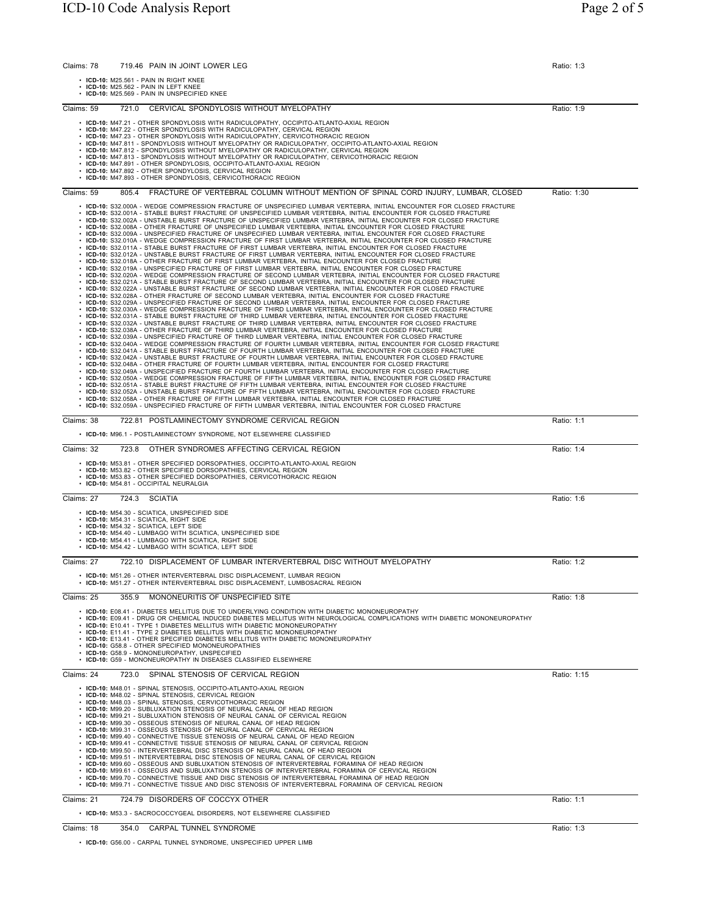Claims: 78 | 719.46 PAIN IN JOINT LOWER LEG | Ratio: 1:3

- **ICD-10:** M25.561 - PAIN IN RIGHT KNEE
- **ICD-10:** M25.562 - PAIN IN LEFT KNEE
- **ICD-10:** M25.569 - PAIN IN UNSPECIFIED KNEE

---

Claims: 59 | 721.0 CERVICAL SPONDYLOSIS WITHOUT MYELOPATHY | Ratio: 1:9

- **ICD-10:** M47.21 - OTHER SPONDYLOSIS WITH RADICULOPATHY, OCCIPITO-ATLANTO-AXIAL REGION
- **ICD-10:** M47.22 - OTHER SPONDYLOSIS WITH RADICULOPATHY, CERVICAL REGION
- **ICD-10:** M47.23 - OTHER SPONDYLOSIS WITH RADICULOPATHY, CERVICOTHORACIC REGION
- **ICD-10:** M47.811 - SPONDYLOSIS WITHOUT MYELOPATHY OR RADICULOPATHY, OCCIPITO-ATLANTO-AXIAL REGION
- **ICD-10:** M47.812 - SPONDYLOSIS WITHOUT MYELOPATHY OR RADICULOPATHY, CERVICAL REGION
- **ICD-10:** M47.813 - SPONDYLOSIS WITHOUT MYELOPATHY OR RADICULOPATHY, CERVICOTHORACIC REGION
- **ICD-10:** M47.891 - OTHER SPONDYLOSIS, OCCIPITO-ATLANTO-AXIAL REGION
- **ICD-10:** M47.892 - OTHER SPONDYLOSIS, CERVICAL REGION
- **ICD-10:** M47.893 - OTHER SPONDYLOSIS, CERVICOTHORACIC REGION

---

Claims: 59 | 805.4 FRACTURE OF VERTEBRAL COLUMN WITHOUT MENTION OF SPINAL CORD INJURY, LUMBAR, CLOSED | Ratio: 1:30

- **ICD-10:** S32.000A - WEDGE COMPRESSION FRACTURE OF UNSPECIFIED LUMBAR VERTEBRA, INITIAL ENCOUNTER FOR CLOSED FRACTURE
- **ICD-10:** S32.001A - STABLE BURST FRACTURE OF UNSPECIFIED LUMBAR VERTEBRA, INITIAL ENCOUNTER FOR CLOSED FRACTURE
- **ICD-10:** S32.002A - UNSTABLE BURST FRACTURE OF UNSPECIFIED LUMBAR VERTEBRA, INITIAL ENCOUNTER FOR CLOSED FRACTURE
- **ICD-10:** S32.008A - OTHER FRACTURE OF UNSPECIFIED LUMBAR VERTEBRA, INITIAL ENCOUNTER FOR CLOSED FRACTURE
- **ICD-10:** S32.009A - UNSPECIFIED FRACTURE OF UNSPECIFIED LUMBAR VERTEBRA, INITIAL ENCOUNTER FOR CLOSED FRACTURE
- **ICD-10:** S32.010A - WEDGE COMPRESSION FRACTURE OF FIRST LUMBAR VERTEBRA, INITIAL ENCOUNTER FOR CLOSED FRACTURE
- **ICD-10:** S32.011A - STABLE BURST FRACTURE OF FIRST LUMBAR VERTEBRA, INITIAL ENCOUNTER FOR CLOSED FRACTURE
- **ICD-10:** S32.012A - UNSTABLE BURST FRACTURE OF FIRST LUMBAR VERTEBRA, INITIAL ENCOUNTER FOR CLOSED FRACTURE
- **ICD-10:** S32.018A - OTHER FRACTURE OF FIRST LUMBAR VERTEBRA, INITIAL ENCOUNTER FOR CLOSED FRACTURE
- **ICD-10:** S32.019A - UNSPECIFIED FRACTURE OF FIRST LUMBAR VERTEBRA, INITIAL ENCOUNTER FOR CLOSED FRACTURE
- **ICD-10:** S32.020A - WEDGE COMPRESSION FRACTURE OF SECOND LUMBAR VERTEBRA, INITIAL ENCOUNTER FOR CLOSED FRACTURE
- **ICD-10:** S32.021A - STABLE BURST FRACTURE OF SECOND LUMBAR VERTEBRA, INITIAL ENCOUNTER FOR CLOSED FRACTURE
- **ICD-10:** S32.022A - UNSTABLE BURST FRACTURE OF SECOND LUMBAR VERTEBRA, INITIAL ENCOUNTER FOR CLOSED FRACTURE
- **ICD-10:** S32.028A - OTHER FRACTURE OF SECOND LUMBAR VERTEBRA, INITIAL ENCOUNTER FOR CLOSED FRACTURE
- **ICD-10:** S32.029A - UNSPECIFIED FRACTURE OF SECOND LUMBAR VERTEBRA, INITIAL ENCOUNTER FOR CLOSED FRACTURE
- **ICD-10:** S32.030A - WEDGE COMPRESSION FRACTURE OF THIRD LUMBAR VERTEBRA, INITIAL ENCOUNTER FOR CLOSED FRACTURE
- **ICD-10:** S32.031A - STABLE BURST FRACTURE OF THIRD LUMBAR VERTEBRA, INITIAL ENCOUNTER FOR CLOSED FRACTURE
- **ICD-10:** S32.032A - UNSTABLE BURST FRACTURE OF THIRD LUMBAR VERTEBRA, INITIAL ENCOUNTER FOR CLOSED FRACTURE
- **ICD-10:** S32.038A - OTHER FRACTURE OF THIRD LUMBAR VERTEBRA, INITIAL ENCOUNTER FOR CLOSED FRACTURE
- **ICD-10:** S32.039A - UNSPECIFIED FRACTURE OF THIRD LUMBAR VERTEBRA, INITIAL ENCOUNTER FOR CLOSED FRACTURE
- **ICD-10:** S32.040A - WEDGE COMPRESSION FRACTURE OF FOURTH LUMBAR VERTEBRA, INITIAL ENCOUNTER FOR CLOSED FRACTURE
- **ICD-10:** S32.041A - STABLE BURST FRACTURE OF FOURTH LUMBAR VERTEBRA, INITIAL ENCOUNTER FOR CLOSED FRACTURE
- **ICD-10:** S32.042A - UNSTABLE BURST FRACTURE OF FOURTH LUMBAR VERTEBRA, INITIAL ENCOUNTER FOR CLOSED FRACTURE
- **ICD-10:** S32.048A - OTHER FRACTURE OF FOURTH LUMBAR VERTEBRA, INITIAL ENCOUNTER FOR CLOSED FRACTURE
- **ICD-10:** S32.049A - UNSPECIFIED FRACTURE OF FOURTH LUMBAR VERTEBRA, INITIAL ENCOUNTER FOR CLOSED FRACTURE
- **ICD-10:** S32.050A - WEDGE COMPRESSION FRACTURE OF FIFTH LUMBAR VERTEBRA, INITIAL ENCOUNTER FOR CLOSED FRACTURE
- **ICD-10:** S32.051A - STABLE BURST FRACTURE OF FIFTH LUMBAR VERTEBRA, INITIAL ENCOUNTER FOR CLOSED FRACTURE
- **ICD-10:** S32.052A - UNSTABLE BURST FRACTURE OF FIFTH LUMBAR VERTEBRA, INITIAL ENCOUNTER FOR CLOSED FRACTURE
- **ICD-10:** S32.058A - OTHER FRACTURE OF FIFTH LUMBAR VERTEBRA, INITIAL ENCOUNTER FOR CLOSED FRACTURE
- **ICD-10:** S32.059A - UNSPECIFIED FRACTURE OF FIFTH LUMBAR VERTEBRA, INITIAL ENCOUNTER FOR CLOSED FRACTURE

---

Claims: 38 | 722.81 POSTLAMINECTOMY SYNDROME CERVICAL REGION | Ratio: 1:1

- **ICD-10:** M96.1 - POSTLAMINECTOMY SYNDROME, NOT ELSEWHERE CLASSIFIED

---

Claims: 32 | 723.8 OTHER SYNDROMES AFFECTING CERVICAL REGION | Ratio: 1:4

- **ICD-10:** M53.81 - OTHER SPECIFIED DORSOPATHIES, OCCIPITO-ATLANTO-AXIAL REGION
- **ICD-10:** M53.82 - OTHER SPECIFIED DORSOPATHIES, CERVICAL REGION
- **ICD-10:** M53.83 - OTHER SPECIFIED DORSOPATHIES, CERVICOTHORACIC REGION
- **ICD-10:** M54.81 - OCCIPITAL NEURALGIA

---

Claims: 27 | 724.3 SCIATIA | Ratio: 1:6

- **ICD-10:** M54.30 - SCIATICA, UNSPECIFIED SIDE
- **ICD-10:** M54.31 - SCIATICA, RIGHT SIDE
- **ICD-10:** M54.32 - SCIATICA, LEFT SIDE
- **ICD-10:** M54.40 - LUMBAGO WITH SCIATICA, UNSPECIFIED SIDE
- **ICD-10:** M54.41 - LUMBAGO WITH SCIATICA, RIGHT SIDE
- **ICD-10:** M54.42 - LUMBAGO WITH SCIATICA, LEFT SIDE

---

Claims: 27 | 722.10 DISPLACEMENT OF LUMBAR INTERVERTEBRAL DISC WITHOUT MYELOPATHY | Ratio: 1:2

- **ICD-10:** M51.26 - OTHER INTERVERTEBRAL DISC DISPLACEMENT, LUMBAR REGION
- **ICD-10:** M51.27 - OTHER INTERVERTEBRAL DISC DISPLACEMENT, LUMBOSACRAL REGION

---

Claims: 25 | 355.9 MONONEURITIS OF UNSPECIFIED SITE | Ratio: 1:8

- **ICD-10:** E08.41 - DIABETES MELLITUS DUE TO UNDERLYING CONDITION WITH DIABETIC MONONEUROPATHY
- **ICD-10:** E09.41 - DRUG OR CHEMICAL INDUCED DIABETES MELLITUS WITH NEUROLOGICAL COMPLICATIONS WITH DIABETIC MONONEUROPATHY
- **ICD-10:** E10.41 - TYPE 1 DIABETES MELLITUS WITH DIABETIC MONONEUROPATHY
- **ICD-10:** E11.41 - TYPE 2 DIABETES MELLITUS WITH DIABETIC MONONEUROPATHY
- **ICD-10:** E13.41 - OTHER SPECIFIED DIABETES MELLITUS WITH DIABETIC MONONEUROPATHY
- **ICD-10:** G58.8 - OTHER SPECIFIED MONONEUROPATHIES
- **ICD-10:** G58.9 - MONONEUROPATHY, UNSPECIFIED
- **ICD-10:** G59 - MONONEUROPATHY IN DISEASES CLASSIFIED ELSEWHERE

---

Claims: 24 | 723.0 SPINAL STENOSIS OF CERVICAL REGION | Ratio: 1:15

- **ICD-10:** M48.01 - SPINAL STENOSIS, OCCIPITO-ATLANTO-AXIAL REGION
- **ICD-10:** M48.02 - SPINAL STENOSIS, CERVICAL REGION
- **ICD-10:** M48.03 - SPINAL STENOSIS, CERVICOTHORACIC REGION
- **ICD-10:** M99.20 - SUBLUXATION STENOSIS OF NEURAL CANAL OF HEAD REGION
- **ICD-10:** M99.21 - SUBLUXATION STENOSIS OF NEURAL CANAL OF CERVICAL REGION
- **ICD-10:** M99.30 - OSSEOUS STENOSIS OF NEURAL CANAL OF HEAD REGION
- **ICD-10:** M99.31 - OSSEOUS STENOSIS OF NEURAL CANAL OF CERVICAL REGION
- **ICD-10:** M99.40 - CONNECTIVE TISSUE STENOSIS OF NEURAL CANAL OF HEAD REGION
- **ICD-10:** M99.41 - CONNECTIVE TISSUE STENOSIS OF NEURAL CANAL OF CERVICAL REGION
- **ICD-10:** M99.50 - INTERVERTEBRAL DISC STENOSIS OF NEURAL CANAL OF HEAD REGION
- **ICD-10:** M99.51 - INTERVERTEBRAL DISC STENOSIS OF NEURAL CANAL OF CERVICAL REGION
- **ICD-10:** M99.60 - OSSEOUS AND SUBLUXATION STENOSIS OF INTERVERTEBRAL FORAMINA OF HEAD REGION
- **ICD-10:** M99.61 - OSSEOUS AND SUBLUXATION STENOSIS OF INTERVERTEBRAL FORAMINA OF CERVICAL REGION
- **ICD-10:** M99.70 - CONNECTIVE TISSUE AND DISC STENOSIS OF INTERVERTEBRAL FORAMINA OF HEAD REGION
- **ICD-10:** M99.71 - CONNECTIVE TISSUE AND DISC STENOSIS OF INTERVERTEBRAL FORAMINA OF CERVICAL REGION

---

Claims: 21 | 724.79 DISORDERS OF COCCYX OTHER | Ratio: 1:1

- **ICD-10:** M53.3 - SACROCOCCYGEAL DISORDERS, NOT ELSEWHERE CLASSIFIED

---

Claims: 18 | 354.0 CARPAL TUNNEL SYNDROME | Ratio: 1:3

- **ICD-10:** G56.00 - CARPAL TUNNEL SYNDROME, UNSPECIFIED UPPER LIMB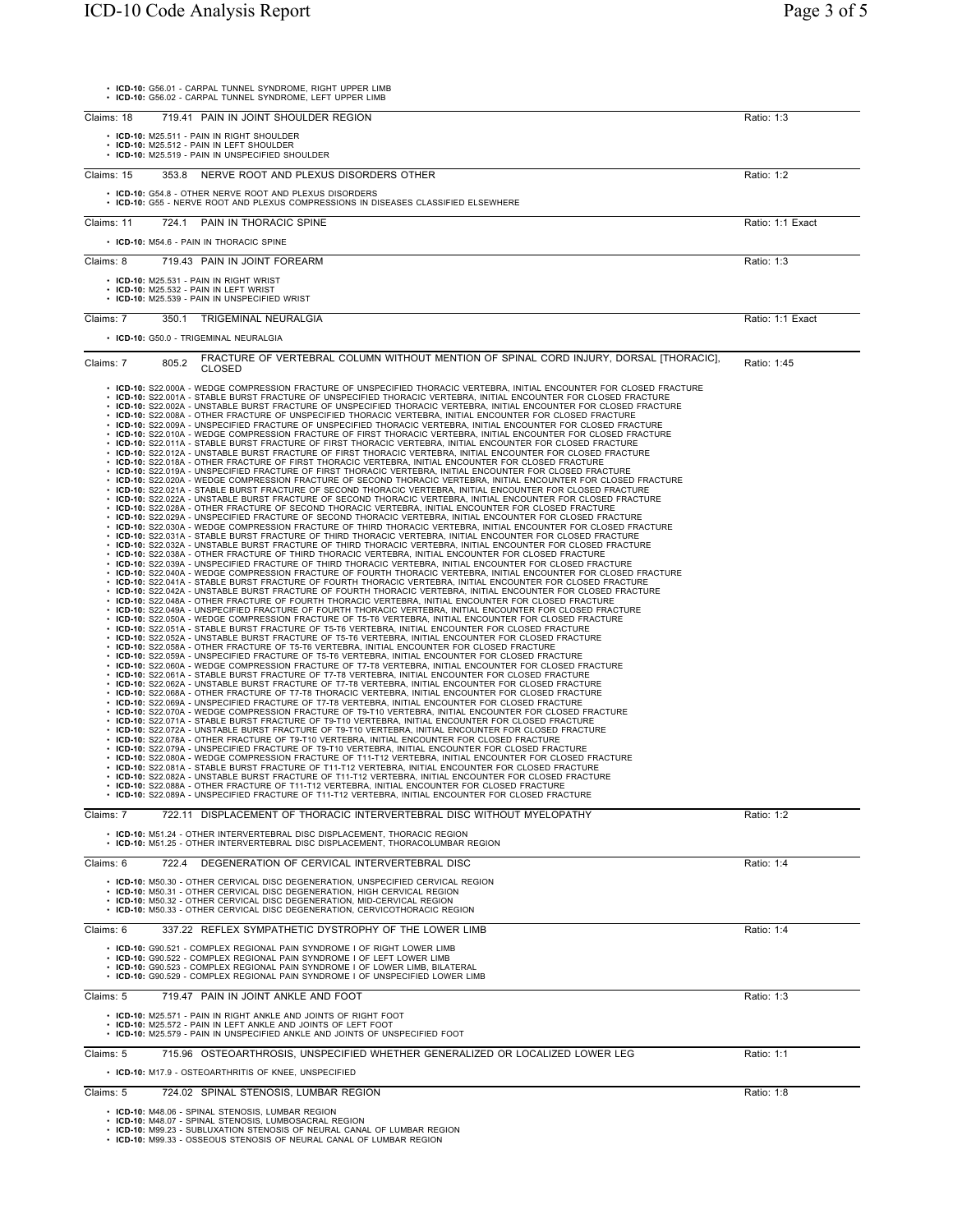- **ICD-10:** G56.01 - CARPAL TUNNEL SYNDROME, RIGHT UPPER LIMB
- **ICD-10:** G56.02 - CARPAL TUNNEL SYNDROME, LEFT UPPER LIMB

---

Claims: 18 | 719.41 PAIN IN JOINT SHOULDER REGION | Ratio: 1:3

- **ICD-10:** M25.511 - PAIN IN RIGHT SHOULDER
- **ICD-10:** M25.512 - PAIN IN LEFT SHOULDER
- **ICD-10:** M25.519 - PAIN IN UNSPECIFIED SHOULDER

---

Claims: 15 | 353.8 NERVE ROOT AND PLEXUS DISORDERS OTHER | Ratio: 1:2

- **ICD-10:** G54.8 - OTHER NERVE ROOT AND PLEXUS DISORDERS
- **ICD-10:** G55 - NERVE ROOT AND PLEXUS COMPRESSIONS IN DISEASES CLASSIFIED ELSEWHERE

---

Claims: 11 | 724.1 PAIN IN THORACIC SPINE | Ratio: 1:1 Exact

- **ICD-10:** M54.6 - PAIN IN THORACIC SPINE

---

Claims: 8 | 719.43 PAIN IN JOINT FOREARM | Ratio: 1:3

- **ICD-10:** M25.531 - PAIN IN RIGHT WRIST
- **ICD-10:** M25.532 - PAIN IN LEFT WRIST
- **ICD-10:** M25.539 - PAIN IN UNSPECIFIED WRIST

---

Claims: 7 | 350.1 TRIGEMINAL NEURALGIA | Ratio: 1:1 Exact

- **ICD-10:** G50.0 - TRIGEMINAL NEURALGIA

---

Claims: 7 | 805.2 FRACTURE OF VERTEBRAL COLUMN WITHOUT MENTION OF SPINAL CORD INJURY, DORSAL [THORACIC], CLOSED | Ratio: 1:45

- **ICD-10:** S22.000A - WEDGE COMPRESSION FRACTURE OF UNSPECIFIED THORACIC VERTEBRA, INITIAL ENCOUNTER FOR CLOSED FRACTURE
- **ICD-10:** S22.001A - STABLE BURST FRACTURE OF UNSPECIFIED THORACIC VERTEBRA, INITIAL ENCOUNTER FOR CLOSED FRACTURE
- **ICD-10:** S22.002A - UNSTABLE BURST FRACTURE OF UNSPECIFIED THORACIC VERTEBRA, INITIAL ENCOUNTER FOR CLOSED FRACTURE
- **ICD-10:** S22.008A - OTHER FRACTURE OF UNSPECIFIED THORACIC VERTEBRA, INITIAL ENCOUNTER FOR CLOSED FRACTURE
- **ICD-10:** S22.009A - UNSPECIFIED FRACTURE OF UNSPECIFIED THORACIC VERTEBRA, INITIAL ENCOUNTER FOR CLOSED FRACTURE
- **ICD-10:** S22.010A - WEDGE COMPRESSION FRACTURE OF FIRST THORACIC VERTEBRA, INITIAL ENCOUNTER FOR CLOSED FRACTURE
- **ICD-10:** S22.011A - STABLE BURST FRACTURE OF FIRST THORACIC VERTEBRA, INITIAL ENCOUNTER FOR CLOSED FRACTURE
- **ICD-10:** S22.012A - UNSTABLE BURST FRACTURE OF FIRST THORACIC VERTEBRA, INITIAL ENCOUNTER FOR CLOSED FRACTURE
- **ICD-10:** S22.018A - OTHER FRACTURE OF FIRST THORACIC VERTEBRA, INITIAL ENCOUNTER FOR CLOSED FRACTURE
- **ICD-10:** S22.019A - UNSPECIFIED FRACTURE OF FIRST THORACIC VERTEBRA, INITIAL ENCOUNTER FOR CLOSED FRACTURE
- **ICD-10:** S22.020A - WEDGE COMPRESSION FRACTURE OF SECOND THORACIC VERTEBRA, INITIAL ENCOUNTER FOR CLOSED FRACTURE
- **ICD-10:** S22.021A - STABLE BURST FRACTURE OF SECOND THORACIC VERTEBRA, INITIAL ENCOUNTER FOR CLOSED FRACTURE
- **ICD-10:** S22.022A - UNSTABLE BURST FRACTURE OF SECOND THORACIC VERTEBRA, INITIAL ENCOUNTER FOR CLOSED FRACTURE
- **ICD-10:** S22.028A - OTHER FRACTURE OF SECOND THORACIC VERTEBRA, INITIAL ENCOUNTER FOR CLOSED FRACTURE
- **ICD-10:** S22.029A - UNSPECIFIED FRACTURE OF SECOND THORACIC VERTEBRA, INITIAL ENCOUNTER FOR CLOSED FRACTURE
- **ICD-10:** S22.030A - WEDGE COMPRESSION FRACTURE OF THIRD THORACIC VERTEBRA, INITIAL ENCOUNTER FOR CLOSED FRACTURE
- **ICD-10:** S22.031A - STABLE BURST FRACTURE OF THIRD THORACIC VERTEBRA, INITIAL ENCOUNTER FOR CLOSED FRACTURE
- **ICD-10:** S22.032A - UNSTABLE BURST FRACTURE OF THIRD THORACIC VERTEBRA, INITIAL ENCOUNTER FOR CLOSED FRACTURE
- **ICD-10:** S22.038A - OTHER FRACTURE OF THIRD THORACIC VERTEBRA, INITIAL ENCOUNTER FOR CLOSED FRACTURE
- **ICD-10:** S22.039A - UNSPECIFIED FRACTURE OF THIRD THORACIC VERTEBRA, INITIAL ENCOUNTER FOR CLOSED FRACTURE
- **ICD-10:** S22.040A - WEDGE COMPRESSION FRACTURE OF FOURTH THORACIC VERTEBRA, INITIAL ENCOUNTER FOR CLOSED FRACTURE
- **ICD-10:** S22.041A - STABLE BURST FRACTURE OF FOURTH THORACIC VERTEBRA, INITIAL ENCOUNTER FOR CLOSED FRACTURE
- **ICD-10:** S22.042A - UNSTABLE BURST FRACTURE OF FOURTH THORACIC VERTEBRA, INITIAL ENCOUNTER FOR CLOSED FRACTURE
- **ICD-10:** S22.048A - OTHER FRACTURE OF FOURTH THORACIC VERTEBRA, INITIAL ENCOUNTER FOR CLOSED FRACTURE
- **ICD-10:** S22.049A - UNSPECIFIED FRACTURE OF FOURTH THORACIC VERTEBRA, INITIAL ENCOUNTER FOR CLOSED FRACTURE
- **ICD-10:** S22.050A - WEDGE COMPRESSION FRACTURE OF T5-T6 VERTEBRA, INITIAL ENCOUNTER FOR CLOSED FRACTURE
- **ICD-10:** S22.051A - STABLE BURST FRACTURE OF T5-T6 VERTEBRA, INITIAL ENCOUNTER FOR CLOSED FRACTURE
- **ICD-10:** S22.052A - UNSTABLE BURST FRACTURE OF T5-T6 VERTEBRA, INITIAL ENCOUNTER FOR CLOSED FRACTURE
- **ICD-10:** S22.058A - OTHER FRACTURE OF T5-T6 VERTEBRA, INITIAL ENCOUNTER FOR CLOSED FRACTURE
- **ICD-10:** S22.059A - UNSPECIFIED FRACTURE OF T5-T6 VERTEBRA, INITIAL ENCOUNTER FOR CLOSED FRACTURE
- **ICD-10:** S22.060A - WEDGE COMPRESSION FRACTURE OF T7-T8 VERTEBRA, INITIAL ENCOUNTER FOR CLOSED FRACTURE
- **ICD-10:** S22.061A - STABLE BURST FRACTURE OF T7-T8 VERTEBRA, INITIAL ENCOUNTER FOR CLOSED FRACTURE
- **ICD-10:** S22.062A - UNSTABLE BURST FRACTURE OF T7-T8 VERTEBRA, INITIAL ENCOUNTER FOR CLOSED FRACTURE
- **ICD-10:** S22.068A - OTHER FRACTURE OF T7-T8 THORACIC VERTEBRA, INITIAL ENCOUNTER FOR CLOSED FRACTURE
- **ICD-10:** S22.069A - UNSPECIFIED FRACTURE OF T7-T8 VERTEBRA, INITIAL ENCOUNTER FOR CLOSED FRACTURE
- **ICD-10:** S22.070A - WEDGE COMPRESSION FRACTURE OF T9-T10 VERTEBRA, INITIAL ENCOUNTER FOR CLOSED FRACTURE
- **ICD-10:** S22.071A - STABLE BURST FRACTURE OF T9-T10 VERTEBRA, INITIAL ENCOUNTER FOR CLOSED FRACTURE
- **ICD-10:** S22.072A - UNSTABLE BURST FRACTURE OF T9-T10 VERTEBRA, INITIAL ENCOUNTER FOR CLOSED FRACTURE
- **ICD-10:** S22.078A - OTHER FRACTURE OF T9-T10 VERTEBRA, INITIAL ENCOUNTER FOR CLOSED FRACTURE
- **ICD-10:** S22.079A - UNSPECIFIED FRACTURE OF T9-T10 VERTEBRA, INITIAL ENCOUNTER FOR CLOSED FRACTURE
- **ICD-10:** S22.080A - WEDGE COMPRESSION FRACTURE OF T11-T12 VERTEBRA, INITIAL ENCOUNTER FOR CLOSED FRACTURE
- **ICD-10:** S22.081A - STABLE BURST FRACTURE OF T11-T12 VERTEBRA, INITIAL ENCOUNTER FOR CLOSED FRACTURE
- **ICD-10:** S22.082A - UNSTABLE BURST FRACTURE OF T11-T12 VERTEBRA, INITIAL ENCOUNTER FOR CLOSED FRACTURE
- **ICD-10:** S22.088A - OTHER FRACTURE OF T11-T12 VERTEBRA, INITIAL ENCOUNTER FOR CLOSED FRACTURE
- **ICD-10:** S22.089A - UNSPECIFIED FRACTURE OF T11-T12 VERTEBRA, INITIAL ENCOUNTER FOR CLOSED FRACTURE

---

Claims: 7 | 722.11 DISPLACEMENT OF THORACIC INTERVERTEBRAL DISC WITHOUT MYELOPATHY | Ratio: 1:2

- **ICD-10:** M51.24 - OTHER INTERVERTEBRAL DISC DISPLACEMENT, THORACIC REGION
- **ICD-10:** M51.25 - OTHER INTERVERTEBRAL DISC DISPLACEMENT, THORACOLUMBAR REGION

---

Claims: 6 | 722.4 DEGENERATION OF CERVICAL INTERVERTEBRAL DISC | Ratio: 1:4

- **ICD-10:** M50.30 - OTHER CERVICAL DISC DEGENERATION, UNSPECIFIED CERVICAL REGION
- **ICD-10:** M50.31 - OTHER CERVICAL DISC DEGENERATION, HIGH CERVICAL REGION
- **ICD-10:** M50.32 - OTHER CERVICAL DISC DEGENERATION, MID-CERVICAL REGION
- **ICD-10:** M50.33 - OTHER CERVICAL DISC DEGENERATION, CERVICOTHORACIC REGION

---

Claims: 6 | 337.22 REFLEX SYMPATHETIC DYSTROPHY OF THE LOWER LIMB | Ratio: 1:4

- **ICD-10:** G90.521 - COMPLEX REGIONAL PAIN SYNDROME I OF RIGHT LOWER LIMB
- **ICD-10:** G90.522 - COMPLEX REGIONAL PAIN SYNDROME I OF LEFT LOWER LIMB
- **ICD-10:** G90.523 - COMPLEX REGIONAL PAIN SYNDROME I OF LOWER LIMB, BILATERAL
- **ICD-10:** G90.529 - COMPLEX REGIONAL PAIN SYNDROME I OF UNSPECIFIED LOWER LIMB

---

Claims: 5 | 719.47 PAIN IN JOINT ANKLE AND FOOT | Ratio: 1:3

- **ICD-10:** M25.571 - PAIN IN RIGHT ANKLE AND JOINTS OF RIGHT FOOT
- **ICD-10:** M25.572 - PAIN IN LEFT ANKLE AND JOINTS OF LEFT FOOT
- **ICD-10:** M25.579 - PAIN IN UNSPECIFIED ANKLE AND JOINTS OF UNSPECIFIED FOOT

---

Claims: 5 | 715.96 OSTEOARTHROSIS, UNSPECIFIED WHETHER GENERALIZED OR LOCALIZED LOWER LEG | Ratio: 1:1

- **ICD-10:** M17.9 - OSTEOARTHRITIS OF KNEE, UNSPECIFIED

---

Claims: 5 | 724.02 SPINAL STENOSIS, LUMBAR REGION | Ratio: 1:8

- **ICD-10:** M48.06 - SPINAL STENOSIS, LUMBAR REGION
- **ICD-10:** M48.07 - SPINAL STENOSIS, LUMBOSACRAL REGION
- **ICD-10:** M99.23 - SUBLUXATION STENOSIS OF NEURAL CANAL OF LUMBAR REGION
- **ICD-10:** M99.33 - OSSEOUS STENOSIS OF NEURAL CANAL OF LUMBAR REGION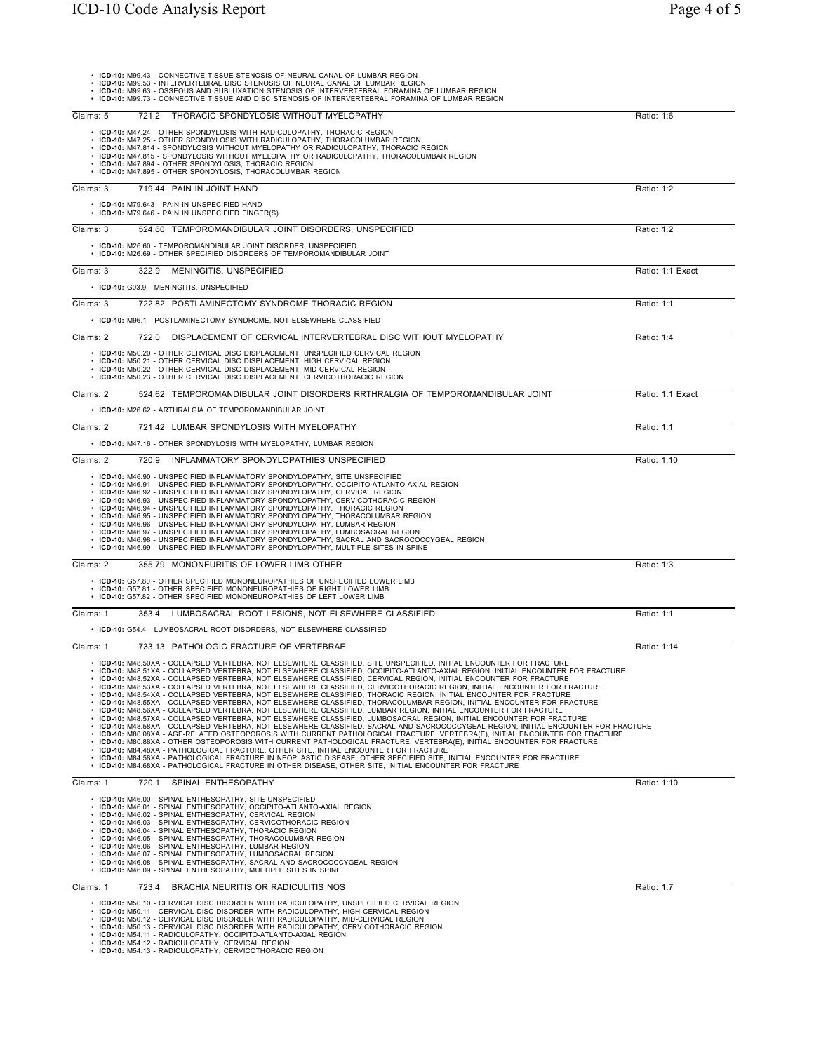- **ICD-10:** M99.43 - CONNECTIVE TISSUE STENOSIS OF NEURAL CANAL OF LUMBAR REGION
- **ICD-10:** M99.53 - INTERVERTEBRAL DISC STENOSIS OF NEURAL CANAL OF LUMBAR REGION
- **ICD-10:** M99.63 - OSSEOUS AND SUBLUXATION STENOSIS OF INTERVERTEBRAL FORAMINA OF LUMBAR REGION
- **ICD-10:** M99.73 - CONNECTIVE TISSUE AND DISC STENOSIS OF INTERVERTEBRAL FORAMINA OF LUMBAR REGION

---

Claims: 5 | 721.2 THORACIC SPONDYLOSIS WITHOUT MYELOPATHY | Ratio: 1:6

- **ICD-10:** M47.24 - OTHER SPONDYLOSIS WITH RADICULOPATHY, THORACIC REGION
- **ICD-10:** M47.25 - OTHER SPONDYLOSIS WITH RADICULOPATHY, THORACOLUMBAR REGION
- **ICD-10:** M47.814 - SPONDYLOSIS WITHOUT MYELOPATHY OR RADICULOPATHY, THORACIC REGION
- **ICD-10:** M47.815 - SPONDYLOSIS WITHOUT MYELOPATHY OR RADICULOPATHY, THORACOLUMBAR REGION
- **ICD-10:** M47.894 - OTHER SPONDYLOSIS, THORACIC REGION
- **ICD-10:** M47.895 - OTHER SPONDYLOSIS, THORACOLUMBAR REGION

---

Claims: 3 | 719.44 PAIN IN JOINT HAND | Ratio: 1:2

- **ICD-10:** M79.643 - PAIN IN UNSPECIFIED HAND
- **ICD-10:** M79.646 - PAIN IN UNSPECIFIED FINGER(S)

---

Claims: 3 | 524.60 TEMPOROMANDIBULAR JOINT DISORDERS, UNSPECIFIED | Ratio: 1:2

- **ICD-10:** M26.60 - TEMPOROMANDIBULAR JOINT DISORDER, UNSPECIFIED
- **ICD-10:** M26.69 - OTHER SPECIFIED DISORDERS OF TEMPOROMANDIBULAR JOINT

---

Claims: 3 | 322.9 MENINGITIS, UNSPECIFIED | Ratio: 1:1 Exact

- **ICD-10:** G03.9 - MENINGITIS, UNSPECIFIED

---

Claims: 3 | 722.82 POSTLAMINECTOMY SYNDROME THORACIC REGION | Ratio: 1:1

- **ICD-10:** M96.1 - POSTLAMINECTOMY SYNDROME, NOT ELSEWHERE CLASSIFIED

---

Claims: 2 | 722.0 DISPLACEMENT OF CERVICAL INTERVERTEBRAL DISC WITHOUT MYELOPATHY | Ratio: 1:4

- **ICD-10:** M50.20 - OTHER CERVICAL DISC DISPLACEMENT, UNSPECIFIED CERVICAL REGION
- **ICD-10:** M50.21 - OTHER CERVICAL DISC DISPLACEMENT, HIGH CERVICAL REGION
- **ICD-10:** M50.22 - OTHER CERVICAL DISC DISPLACEMENT, MID-CERVICAL REGION
- **ICD-10:** M50.23 - OTHER CERVICAL DISC DISPLACEMENT, CERVICOTHORACIC REGION

---

Claims: 2 | 524.62 TEMPOROMANDIBULAR JOINT DISORDERS RRTHRALGIA OF TEMPOROMANDIBULAR JOINT | Ratio: 1:1 Exact

- **ICD-10:** M26.62 - ARTHRALGIA OF TEMPOROMANDIBULAR JOINT

---

Claims: 2 | 721.42 LUMBAR SPONDYLOSIS WITH MYELOPATHY | Ratio: 1:1

- **ICD-10:** M47.16 - OTHER SPONDYLOSIS WITH MYELOPATHY, LUMBAR REGION

---

Claims: 2 | 720.9 INFLAMMATORY SPONDYLOPATHIES UNSPECIFIED | Ratio: 1:10

- **ICD-10:** M46.90 - UNSPECIFIED INFLAMMATORY SPONDYLOPATHY, SITE UNSPECIFIED
- **ICD-10:** M46.91 - UNSPECIFIED INFLAMMATORY SPONDYLOPATHY, OCCIPITO-ATLANTO-AXIAL REGION
- **ICD-10:** M46.92 - UNSPECIFIED INFLAMMATORY SPONDYLOPATHY, CERVICAL REGION
- **ICD-10:** M46.93 - UNSPECIFIED INFLAMMATORY SPONDYLOPATHY, CERVICOTHORACIC REGION
- **ICD-10:** M46.94 - UNSPECIFIED INFLAMMATORY SPONDYLOPATHY, THORACIC REGION
- **ICD-10:** M46.95 - UNSPECIFIED INFLAMMATORY SPONDYLOPATHY, THORACOLUMBAR REGION
- **ICD-10:** M46.96 - UNSPECIFIED INFLAMMATORY SPONDYLOPATHY, LUMBAR REGION
- **ICD-10:** M46.97 - UNSPECIFIED INFLAMMATORY SPONDYLOPATHY, LUMBOSACRAL REGION
- **ICD-10:** M46.98 - UNSPECIFIED INFLAMMATORY SPONDYLOPATHY, SACRAL AND SACROCOCCYGEAL REGION
- **ICD-10:** M46.99 - UNSPECIFIED INFLAMMATORY SPONDYLOPATHY, MULTIPLE SITES IN SPINE

---

Claims: 2 | 355.79 MONONEURITIS OF LOWER LIMB OTHER | Ratio: 1:3

- **ICD-10:** G57.80 - OTHER SPECIFIED MONONEUROPATHIES OF UNSPECIFIED LOWER LIMB
- **ICD-10:** G57.81 - OTHER SPECIFIED MONONEUROPATHIES OF RIGHT LOWER LIMB
- **ICD-10:** G57.82 - OTHER SPECIFIED MONONEUROPATHIES OF LEFT LOWER LIMB

---

Claims: 1 | 353.4 LUMBOSACRAL ROOT LESIONS, NOT ELSEWHERE CLASSIFIED | Ratio: 1:1

- **ICD-10:** G54.4 - LUMBOSACRAL ROOT DISORDERS, NOT ELSEWHERE CLASSIFIED

---

Claims: 1 | 733.13 PATHOLOGIC FRACTURE OF VERTEBRAE | Ratio: 1:14

- **ICD-10:** M48.50XA - COLLAPSED VERTEBRA, NOT ELSEWHERE CLASSIFIED, SITE UNSPECIFIED, INITIAL ENCOUNTER FOR FRACTURE
- **ICD-10:** M48.51XA - COLLAPSED VERTEBRA, NOT ELSEWHERE CLASSIFIED, OCCIPITO-ATLANTO-AXIAL REGION, INITIAL ENCOUNTER FOR FRACTURE
- **ICD-10:** M48.52XA - COLLAPSED VERTEBRA, NOT ELSEWHERE CLASSIFIED, CERVICAL REGION, INITIAL ENCOUNTER FOR FRACTURE
- **ICD-10:** M48.53XA - COLLAPSED VERTEBRA, NOT ELSEWHERE CLASSIFIED, CERVICOTHORACIC REGION, INITIAL ENCOUNTER FOR FRACTURE
- **ICD-10:** M48.54XA - COLLAPSED VERTEBRA, NOT ELSEWHERE CLASSIFIED, THORACIC REGION, INITIAL ENCOUNTER FOR FRACTURE
- **ICD-10:** M48.55XA - COLLAPSED VERTEBRA, NOT ELSEWHERE CLASSIFIED, THORACOLUMBAR REGION, INITIAL ENCOUNTER FOR FRACTURE
- **ICD-10:** M48.56XA - COLLAPSED VERTEBRA, NOT ELSEWHERE CLASSIFIED, LUMBAR REGION, INITIAL ENCOUNTER FOR FRACTURE
- **ICD-10:** M48.57XA - COLLAPSED VERTEBRA, NOT ELSEWHERE CLASSIFIED, LUMBOSACRAL REGION, INITIAL ENCOUNTER FOR FRACTURE
- **ICD-10:** M48.58XA - COLLAPSED VERTEBRA, NOT ELSEWHERE CLASSIFIED, SACRAL AND SACROCOCCYGEAL REGION, INITIAL ENCOUNTER FOR FRACTURE
- **ICD-10:** M80.08XA - AGE-RELATED OSTEOPOROSIS WITH CURRENT PATHOLOGICAL FRACTURE, VERTEBRA(E), INITIAL ENCOUNTER FOR FRACTURE
- **ICD-10:** M80.88XA - OTHER OSTEOPOROSIS WITH CURRENT PATHOLOGICAL FRACTURE, VERTEBRA(E), INITIAL ENCOUNTER FOR FRACTURE
- **ICD-10:** M84.48XA - PATHOLOGICAL FRACTURE, OTHER SITE, INITIAL ENCOUNTER FOR FRACTURE
- **ICD-10:** M84.58XA - PATHOLOGICAL FRACTURE IN NEOPLASTIC DISEASE, OTHER SPECIFIED SITE, INITIAL ENCOUNTER FOR FRACTURE
- **ICD-10:** M84.68XA - PATHOLOGICAL FRACTURE IN OTHER DISEASE, OTHER SITE, INITIAL ENCOUNTER FOR FRACTURE

---

Claims: 1 | 720.1 SPINAL ENTHESOPATHY | Ratio: 1:10

- **ICD-10:** M46.00 - SPINAL ENTHESOPATHY, SITE UNSPECIFIED
- **ICD-10:** M46.01 - SPINAL ENTHESOPATHY, OCCIPITO-ATLANTO-AXIAL REGION
- **ICD-10:** M46.02 - SPINAL ENTHESOPATHY, CERVICAL REGION
- **ICD-10:** M46.03 - SPINAL ENTHESOPATHY, CERVICOTHORACIC REGION
- **ICD-10:** M46.04 - SPINAL ENTHESOPATHY, THORACIC REGION
- **ICD-10:** M46.05 - SPINAL ENTHESOPATHY, THORACOLUMBAR REGION
- **ICD-10:** M46.06 - SPINAL ENTHESOPATHY, LUMBAR REGION
- **ICD-10:** M46.07 - SPINAL ENTHESOPATHY, LUMBOSACRAL REGION
- **ICD-10:** M46.08 - SPINAL ENTHESOPATHY, SACRAL AND SACROCOCCYGEAL REGION
- **ICD-10:** M46.09 - SPINAL ENTHESOPATHY, MULTIPLE SITES IN SPINE

---

Claims: 1 | 723.4 BRACHIA NEURITIS OR RADICULITIS NOS | Ratio: 1:7

- **ICD-10:** M50.10 - CERVICAL DISC DISORDER WITH RADICULOPATHY, UNSPECIFIED CERVICAL REGION
- **ICD-10:** M50.11 - CERVICAL DISC DISORDER WITH RADICULOPATHY, HIGH CERVICAL REGION
- **ICD-10:** M50.12 - CERVICAL DISC DISORDER WITH RADICULOPATHY, MID-CERVICAL REGION
- **ICD-10:** M50.13 - CERVICAL DISC DISORDER WITH RADICULOPATHY, CERVICOTHORACIC REGION
- **ICD-10:** M54.11 - RADICULOPATHY, OCCIPITO-ATLANTO-AXIAL REGION
- **ICD-10:** M54.12 - RADICULOPATHY, CERVICAL REGION
- **ICD-10:** M54.13 - RADICULOPATHY, CERVICOTHORACIC REGION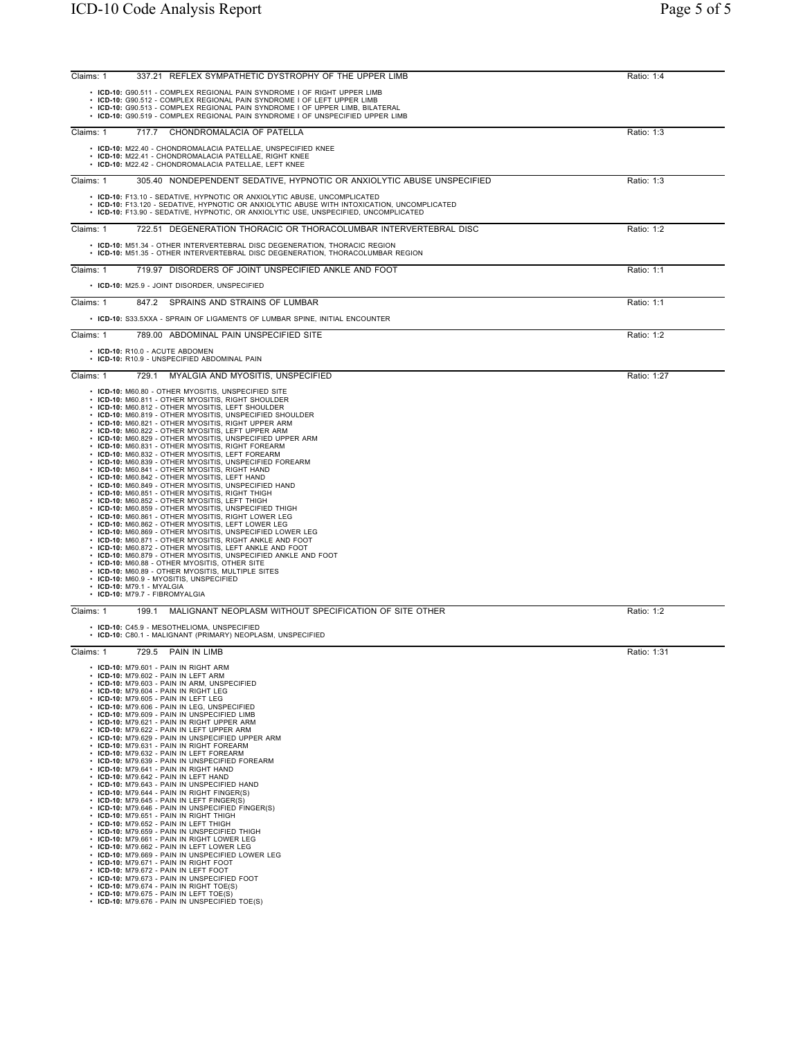Claims: 1 337.21 REFLEX SYMPATHETIC DYSTROPHY OF THE UPPER LIMB — Ratio: 1:4

- **ICD-10:** G90.511 - COMPLEX REGIONAL PAIN SYNDROME I OF RIGHT UPPER LIMB
- **ICD-10:** G90.512 - COMPLEX REGIONAL PAIN SYNDROME I OF LEFT UPPER LIMB
- **ICD-10:** G90.513 - COMPLEX REGIONAL PAIN SYNDROME I OF UPPER LIMB, BILATERAL
- **ICD-10:** G90.519 - COMPLEX REGIONAL PAIN SYNDROME I OF UNSPECIFIED UPPER LIMB

Claims: 1 717.7 CHONDROMALACIA OF PATELLA — Ratio: 1:3

- **ICD-10:** M22.40 - CHONDROMALACIA PATELLAE, UNSPECIFIED KNEE
- **ICD-10:** M22.41 - CHONDROMALACIA PATELLAE, RIGHT KNEE
- **ICD-10:** M22.42 - CHONDROMALACIA PATELLAE, LEFT KNEE

Claims: 1 305.40 NONDEPENDENT SEDATIVE, HYPNOTIC OR ANXIOLYTIC ABUSE UNSPECIFIED — Ratio: 1:3

- **ICD-10:** F13.10 - SEDATIVE, HYPNOTIC OR ANXIOLYTIC ABUSE, UNCOMPLICATED
- **ICD-10:** F13.120 - SEDATIVE, HYPNOTIC OR ANXIOLYTIC ABUSE WITH INTOXICATION, UNCOMPLICATED
- **ICD-10:** F13.90 - SEDATIVE, HYPNOTIC, OR ANXIOLYTIC USE, UNSPECIFIED, UNCOMPLICATED

Claims: 1 722.51 DEGENERATION THORACIC OR THORACOLUMBAR INTERVERTEBRAL DISC — Ratio: 1:2

- **ICD-10:** M51.34 - OTHER INTERVERTEBRAL DISC DEGENERATION, THORACIC REGION
- **ICD-10:** M51.35 - OTHER INTERVERTEBRAL DISC DEGENERATION, THORACOLUMBAR REGION

Claims: 1 719.97 DISORDERS OF JOINT UNSPECIFIED ANKLE AND FOOT — Ratio: 1:1

- **ICD-10:** M25.9 - JOINT DISORDER, UNSPECIFIED

Claims: 1 847.2 SPRAINS AND STRAINS OF LUMBAR — Ratio: 1:1

- **ICD-10:** S33.5XXA - SPRAIN OF LIGAMENTS OF LUMBAR SPINE, INITIAL ENCOUNTER

Claims: 1 789.00 ABDOMINAL PAIN UNSPECIFIED SITE — Ratio: 1:2

- **ICD-10:** R10.0 - ACUTE ABDOMEN
- **ICD-10:** R10.9 - UNSPECIFIED ABDOMINAL PAIN

Claims: 1 729.1 MYALGIA AND MYOSITIS, UNSPECIFIED — Ratio: 1:27

- **ICD-10:** M60.80 - OTHER MYOSITIS, UNSPECIFIED SITE
- **ICD-10:** M60.811 - OTHER MYOSITIS, RIGHT SHOULDER
- **ICD-10:** M60.812 - OTHER MYOSITIS, LEFT SHOULDER
- **ICD-10:** M60.819 - OTHER MYOSITIS, UNSPECIFIED SHOULDER
- **ICD-10:** M60.821 - OTHER MYOSITIS, RIGHT UPPER ARM
- **ICD-10:** M60.822 - OTHER MYOSITIS, LEFT UPPER ARM
- **ICD-10:** M60.829 - OTHER MYOSITIS, UNSPECIFIED UPPER ARM
- **ICD-10:** M60.831 - OTHER MYOSITIS, RIGHT FOREARM
- **ICD-10:** M60.832 - OTHER MYOSITIS, LEFT FOREARM
- **ICD-10:** M60.839 - OTHER MYOSITIS, UNSPECIFIED FOREARM
- **ICD-10:** M60.841 - OTHER MYOSITIS, RIGHT HAND
- **ICD-10:** M60.842 - OTHER MYOSITIS, LEFT HAND
- **ICD-10:** M60.849 - OTHER MYOSITIS, UNSPECIFIED HAND
- **ICD-10:** M60.851 - OTHER MYOSITIS, RIGHT THIGH
- **ICD-10:** M60.852 - OTHER MYOSITIS, LEFT THIGH
- **ICD-10:** M60.859 - OTHER MYOSITIS, UNSPECIFIED THIGH
- **ICD-10:** M60.861 - OTHER MYOSITIS, RIGHT LOWER LEG
- **ICD-10:** M60.862 - OTHER MYOSITIS, LEFT LOWER LEG
- **ICD-10:** M60.869 - OTHER MYOSITIS, UNSPECIFIED LOWER LEG
- **ICD-10:** M60.871 - OTHER MYOSITIS, RIGHT ANKLE AND FOOT
- **ICD-10:** M60.872 - OTHER MYOSITIS, LEFT ANKLE AND FOOT
- **ICD-10:** M60.879 - OTHER MYOSITIS, UNSPECIFIED ANKLE AND FOOT
- **ICD-10:** M60.88 - OTHER MYOSITIS, OTHER SITE
- **ICD-10:** M60.89 - OTHER MYOSITIS, MULTIPLE SITES
- **ICD-10:** M60.9 - MYOSITIS, UNSPECIFIED
- **ICD-10:** M79.1 - MYALGIA
- **ICD-10:** M79.7 - FIBROMYALGIA

Claims: 1 199.1 MALIGNANT NEOPLASM WITHOUT SPECIFICATION OF SITE OTHER — Ratio: 1:2

- **ICD-10:** C45.9 - MESOTHELIOMA, UNSPECIFIED
- **ICD-10:** C80.1 - MALIGNANT (PRIMARY) NEOPLASM, UNSPECIFIED

Claims: 1 729.5 PAIN IN LIMB — Ratio: 1:31

- **ICD-10:** M79.601 - PAIN IN RIGHT ARM
- **ICD-10:** M79.602 - PAIN IN LEFT ARM
- **ICD-10:** M79.603 - PAIN IN ARM, UNSPECIFIED
- **ICD-10:** M79.604 - PAIN IN RIGHT LEG
- **ICD-10:** M79.605 - PAIN IN LEFT LEG
- **ICD-10:** M79.606 - PAIN IN LEG, UNSPECIFIED
- **ICD-10:** M79.609 - PAIN IN UNSPECIFIED LIMB
- **ICD-10:** M79.621 - PAIN IN RIGHT UPPER ARM
- **ICD-10:** M79.622 - PAIN IN LEFT UPPER ARM
- **ICD-10:** M79.629 - PAIN IN UNSPECIFIED UPPER ARM
- **ICD-10:** M79.631 - PAIN IN RIGHT FOREARM
- **ICD-10:** M79.632 - PAIN IN LEFT FOREARM
- **ICD-10:** M79.639 - PAIN IN UNSPECIFIED FOREARM
- **ICD-10:** M79.641 - PAIN IN RIGHT HAND
- **ICD-10:** M79.642 - PAIN IN LEFT HAND
- **ICD-10:** M79.643 - PAIN IN UNSPECIFIED HAND
- **ICD-10:** M79.644 - PAIN IN RIGHT FINGER(S)
- **ICD-10:** M79.645 - PAIN IN LEFT FINGER(S)
- **ICD-10:** M79.646 - PAIN IN UNSPECIFIED FINGER(S)
- **ICD-10:** M79.651 - PAIN IN RIGHT THIGH
- **ICD-10:** M79.652 - PAIN IN LEFT THIGH
- **ICD-10:** M79.659 - PAIN IN UNSPECIFIED THIGH
- **ICD-10:** M79.661 - PAIN IN RIGHT LOWER LEG
- **ICD-10:** M79.662 - PAIN IN LEFT LOWER LEG
- **ICD-10:** M79.669 - PAIN IN UNSPECIFIED LOWER LEG
- **ICD-10:** M79.671 - PAIN IN RIGHT FOOT
- **ICD-10:** M79.672 - PAIN IN LEFT FOOT
- **ICD-10:** M79.673 - PAIN IN UNSPECIFIED FOOT
- **ICD-10:** M79.674 - PAIN IN RIGHT TOE(S)
- **ICD-10:** M79.675 - PAIN IN LEFT TOE(S)
- **ICD-10:** M79.676 - PAIN IN UNSPECIFIED TOE(S)